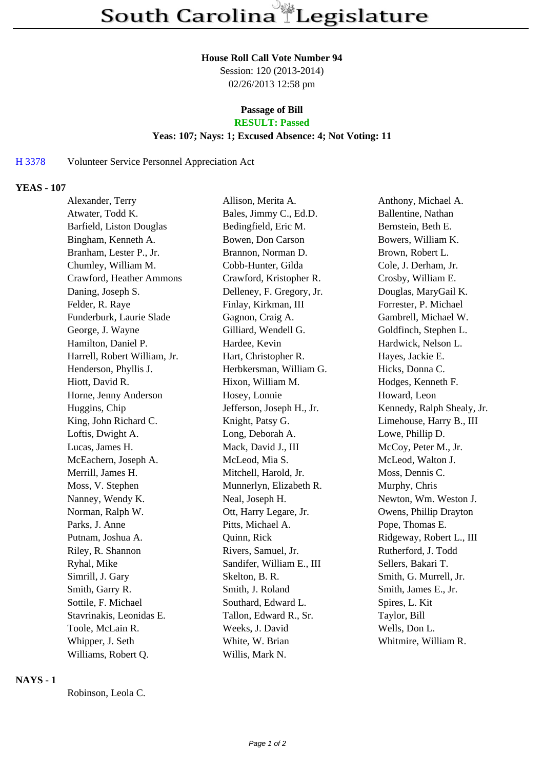# South Carolina Legislature

**House Roll Call Vote Number 94**

Session: 120 (2013-2014)

02/26/2013 12:58 pm

**Passage of Bill**

**RESULT: Passed**

**Yeas: 107; Nays: 1; Excused Absence: 4; Not Voting: 11**

H 3378 Volunteer Service Personnel Appreciation Act

## YEAS - 107

| | | |
|---|---|---|
| Alexander, Terry | Allison, Merita A. | Anthony, Michael A. |
| Atwater, Todd K. | Bales, Jimmy C., Ed.D. | Ballentine, Nathan |
| Barfield, Liston Douglas | Bedingfield, Eric M. | Bernstein, Beth E. |
| Bingham, Kenneth A. | Bowen, Don Carson | Bowers, William K. |
| Branham, Lester P., Jr. | Brannon, Norman D. | Brown, Robert L. |
| Chumley, William M. | Cobb-Hunter, Gilda | Cole, J. Derham, Jr. |
| Crawford, Heather Ammons | Crawford, Kristopher R. | Crosby, William E. |
| Daning, Joseph S. | Delleney, F. Gregory, Jr. | Douglas, MaryGail K. |
| Felder, R. Raye | Finlay, Kirkman, III | Forrester, P. Michael |
| Funderburk, Laurie Slade | Gagnon, Craig A. | Gambrell, Michael W. |
| George, J. Wayne | Gilliard, Wendell G. | Goldfinch, Stephen L. |
| Hamilton, Daniel P. | Hardee, Kevin | Hardwick, Nelson L. |
| Harrell, Robert William, Jr. | Hart, Christopher R. | Hayes, Jackie E. |
| Henderson, Phyllis J. | Herbkersman, William G. | Hicks, Donna C. |
| Hiott, David R. | Hixon, William M. | Hodges, Kenneth F. |
| Horne, Jenny Anderson | Hosey, Lonnie | Howard, Leon |
| Huggins, Chip | Jefferson, Joseph H., Jr. | Kennedy, Ralph Shealy, Jr. |
| King, John Richard C. | Knight, Patsy G. | Limehouse, Harry B., III |
| Loftis, Dwight A. | Long, Deborah A. | Lowe, Phillip D. |
| Lucas, James H. | Mack, David J., III | McCoy, Peter M., Jr. |
| McEachern, Joseph A. | McLeod, Mia S. | McLeod, Walton J. |
| Merrill, James H. | Mitchell, Harold, Jr. | Moss, Dennis C. |
| Moss, V. Stephen | Munnerlyn, Elizabeth R. | Murphy, Chris |
| Nanney, Wendy K. | Neal, Joseph H. | Newton, Wm. Weston J. |
| Norman, Ralph W. | Ott, Harry Legare, Jr. | Owens, Phillip Drayton |
| Parks, J. Anne | Pitts, Michael A. | Pope, Thomas E. |
| Putnam, Joshua A. | Quinn, Rick | Ridgeway, Robert L., III |
| Riley, R. Shannon | Rivers, Samuel, Jr. | Rutherford, J. Todd |
| Ryhal, Mike | Sandifer, William E., III | Sellers, Bakari T. |
| Simrill, J. Gary | Skelton, B. R. | Smith, G. Murrell, Jr. |
| Smith, Garry R. | Smith, J. Roland | Smith, James E., Jr. |
| Sottile, F. Michael | Southard, Edward L. | Spires, L. Kit |
| Stavrinakis, Leonidas E. | Tallon, Edward R., Sr. | Taylor, Bill |
| Toole, McLain R. | Weeks, J. David | Wells, Don L. |
| Whipper, J. Seth | White, W. Brian | Whitmire, William R. |
| Williams, Robert Q. | Willis, Mark N. | |

## NAYS - 1

Robinson, Leola C.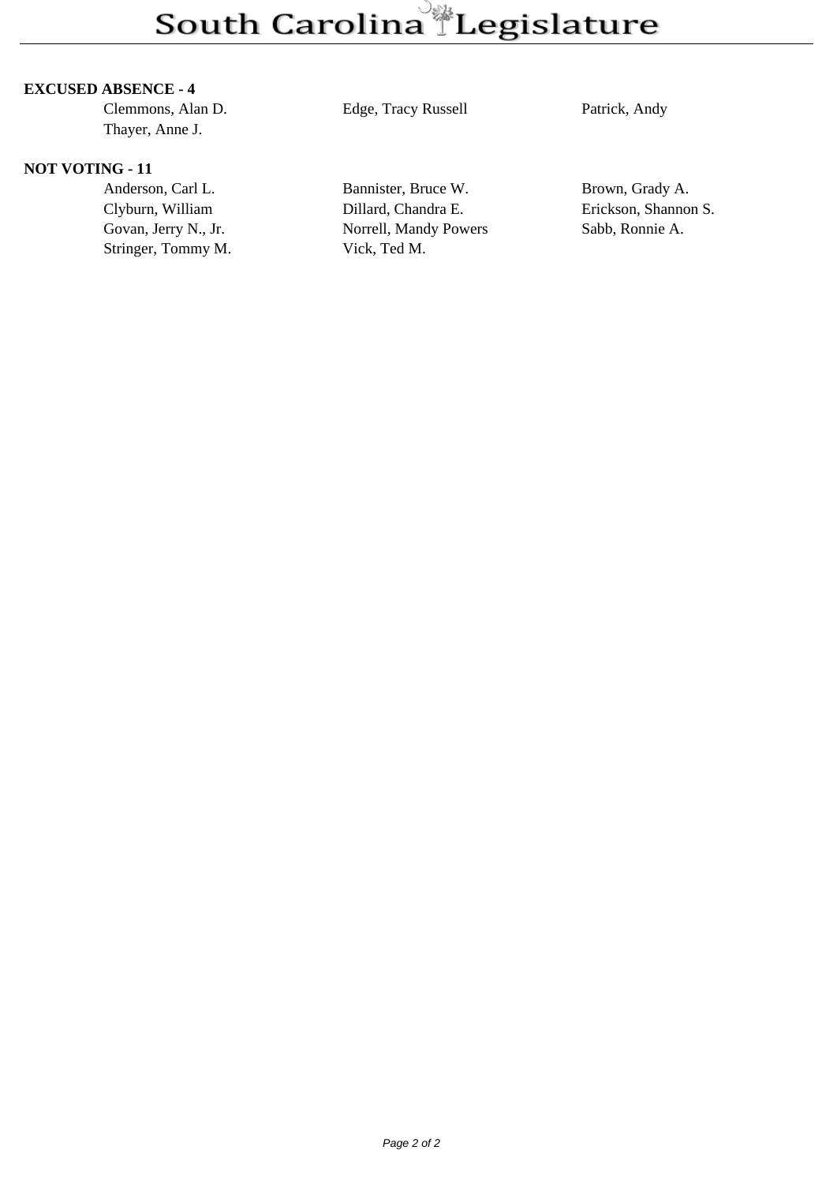**EXCUSED ABSENCE - 4**

| | | |
|---|---|---|
| Clemmons, Alan D. | Edge, Tracy Russell | Patrick, Andy |
| Thayer, Anne J. | | |

**NOT VOTING - 11**

| | | |
|---|---|---|
| Anderson, Carl L. | Bannister, Bruce W. | Brown, Grady A. |
| Clyburn, William | Dillard, Chandra E. | Erickson, Shannon S. |
| Govan, Jerry N., Jr. | Norrell, Mandy Powers | Sabb, Ronnie A. |
| Stringer, Tommy M. | Vick, Ted M. | |